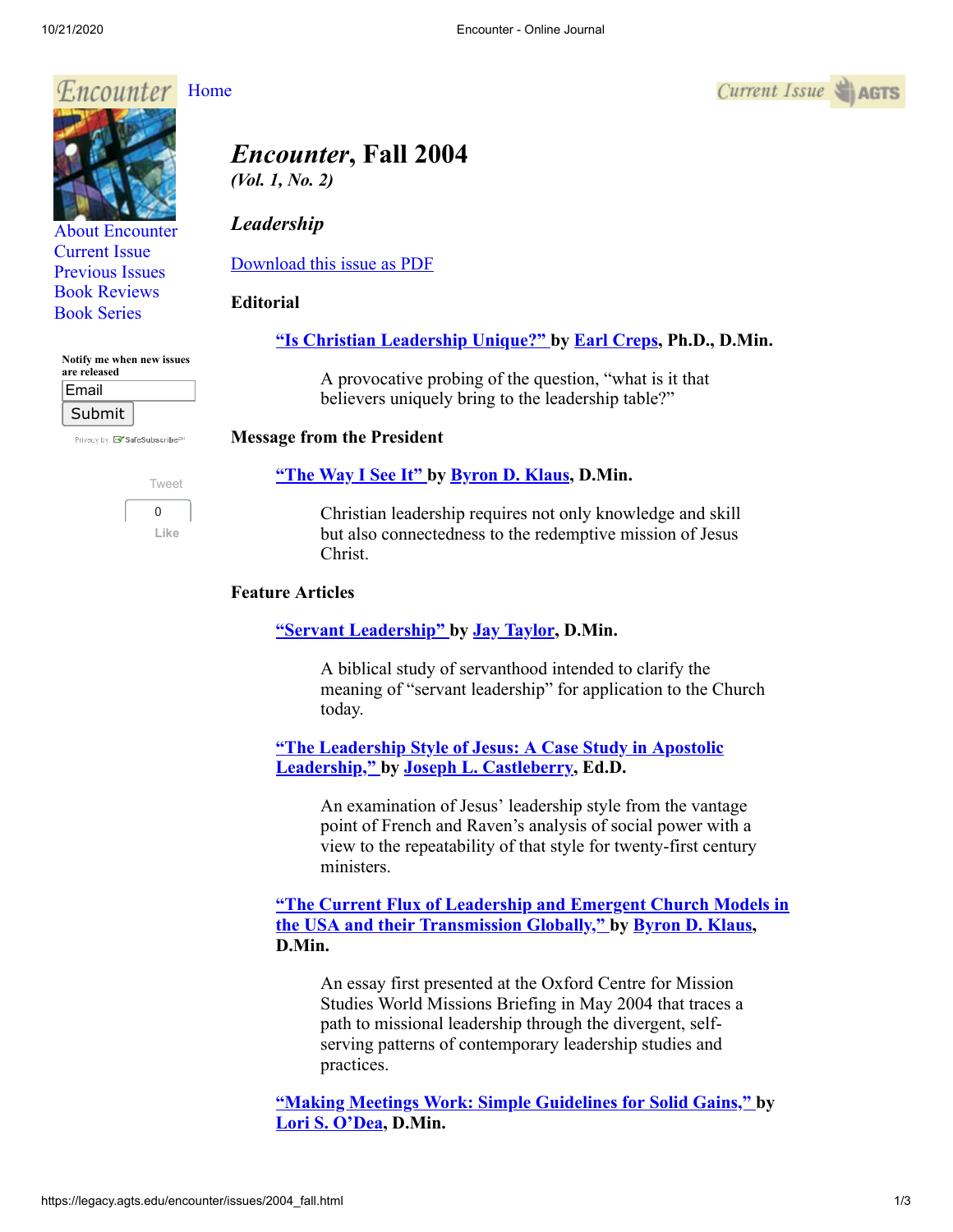Home

About Encounter
Current Issue
Previous Issues
Book Reviews
Book Series

Notify me when new issues are released

# *Encounter*, Fall 2004

***(Vol. 1, No. 2)***

## *Leadership*

Download this issue as PDF

### Editorial

**"Is Christian Leadership Unique?" by Earl Creps, Ph.D., D.Min.**

> A provocative probing of the question, "what is it that believers uniquely bring to the leadership table?"

### Message from the President

**"The Way I See It" by Byron D. Klaus, D.Min.**

> Christian leadership requires not only knowledge and skill but also connectedness to the redemptive mission of Jesus Christ.

### Feature Articles

**"Servant Leadership" by Jay Taylor, D.Min.**

> A biblical study of servanthood intended to clarify the meaning of "servant leadership" for application to the Church today.

**"The Leadership Style of Jesus: A Case Study in Apostolic Leadership," by Joseph L. Castleberry, Ed.D.**

> An examination of Jesus' leadership style from the vantage point of French and Raven's analysis of social power with a view to the repeatability of that style for twenty-first century ministers.

**"The Current Flux of Leadership and Emergent Church Models in the USA and their Transmission Globally," by Byron D. Klaus, D.Min.**

> An essay first presented at the Oxford Centre for Mission Studies World Missions Briefing in May 2004 that traces a path to missional leadership through the divergent, self-serving patterns of contemporary leadership studies and practices.

**"Making Meetings Work: Simple Guidelines for Solid Gains," by Lori S. O'Dea, D.Min.**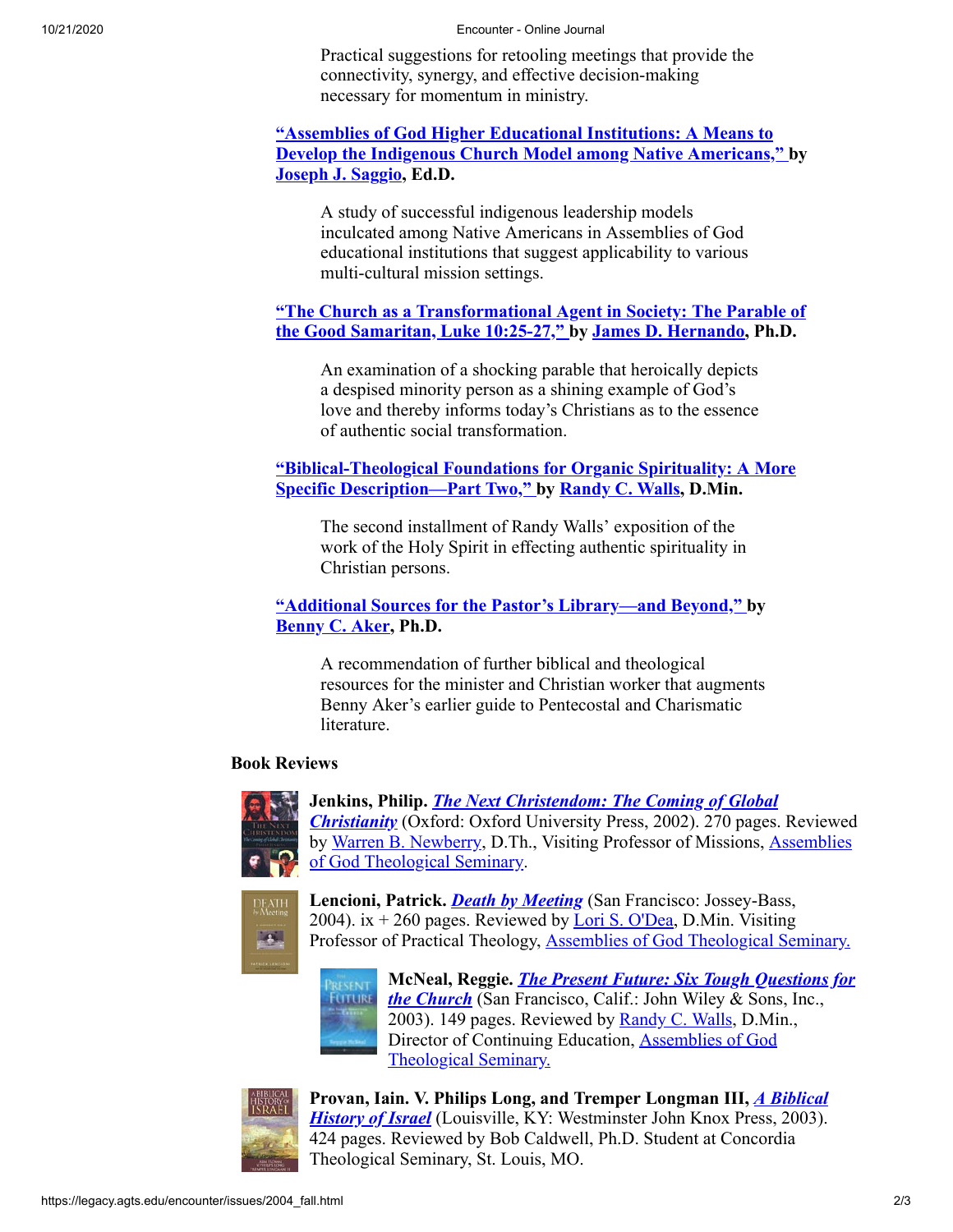Practical suggestions for retooling meetings that provide the connectivity, synergy, and effective decision-making necessary for momentum in ministry.

**"Assemblies of God Higher Educational Institutions: A Means to Develop the Indigenous Church Model among Native Americans," by Joseph J. Saggio, Ed.D.**

A study of successful indigenous leadership models inculcated among Native Americans in Assemblies of God educational institutions that suggest applicability to various multi-cultural mission settings.

**"The Church as a Transformational Agent in Society: The Parable of the Good Samaritan, Luke 10:25-27," by James D. Hernando, Ph.D.**

An examination of a shocking parable that heroically depicts a despised minority person as a shining example of God's love and thereby informs today's Christians as to the essence of authentic social transformation.

**"Biblical-Theological Foundations for Organic Spirituality: A More Specific Description—Part Two," by Randy C. Walls, D.Min.**

The second installment of Randy Walls' exposition of the work of the Holy Spirit in effecting authentic spirituality in Christian persons.

**"Additional Sources for the Pastor's Library—and Beyond," by Benny C. Aker, Ph.D.**

A recommendation of further biblical and theological resources for the minister and Christian worker that augments Benny Aker's earlier guide to Pentecostal and Charismatic literature.

### Book Reviews

**Jenkins, Philip. *The Next Christendom: The Coming of Global Christianity*** (Oxford: Oxford University Press, 2002). 270 pages. Reviewed by Warren B. Newberry, D.Th., Visiting Professor of Missions, Assemblies of God Theological Seminary.

**Lencioni, Patrick. *Death by Meeting*** (San Francisco: Jossey-Bass, 2004). ix + 260 pages. Reviewed by Lori S. O'Dea, D.Min. Visiting Professor of Practical Theology, Assemblies of God Theological Seminary.

**McNeal, Reggie. *The Present Future: Six Tough Questions for the Church*** (San Francisco, Calif.: John Wiley & Sons, Inc., 2003). 149 pages. Reviewed by Randy C. Walls, D.Min., Director of Continuing Education, Assemblies of God Theological Seminary.

**Provan, Iain. V. Philips Long, and Tremper Longman III, *A Biblical History of Israel*** (Louisville, KY: Westminster John Knox Press, 2003). 424 pages. Reviewed by Bob Caldwell, Ph.D. Student at Concordia Theological Seminary, St. Louis, MO.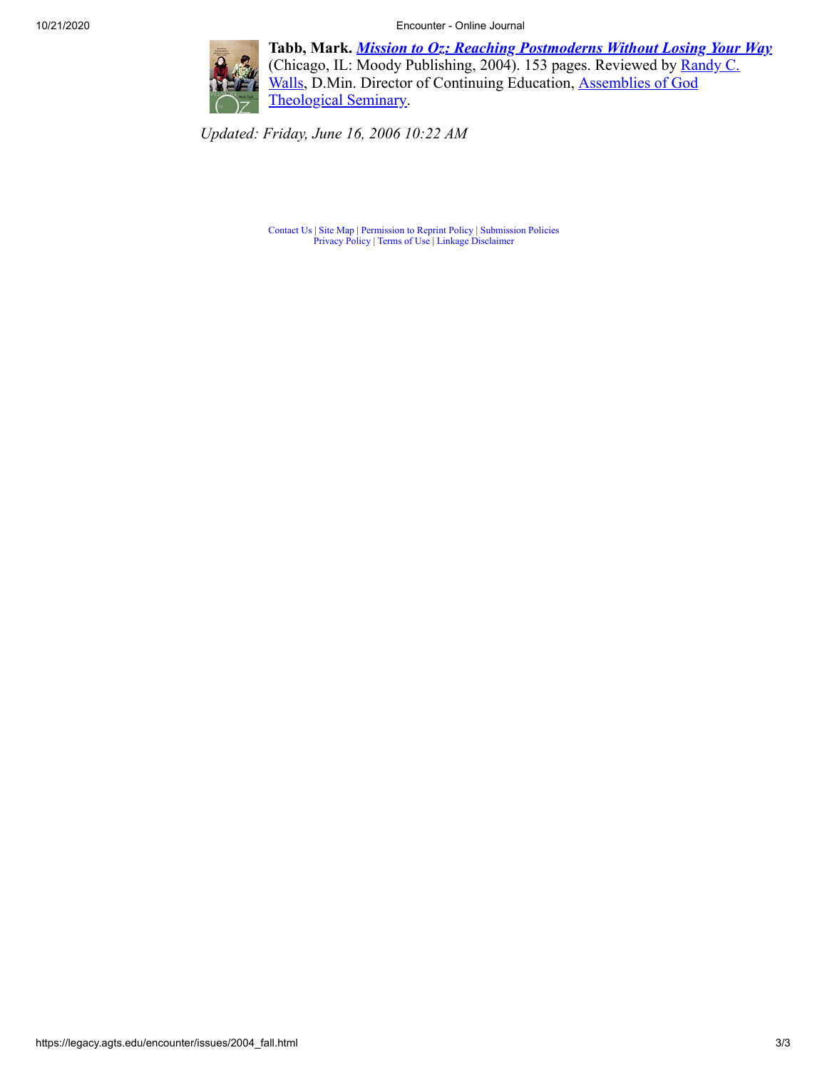**Tabb, Mark.** ***Mission to Oz: Reaching Postmoderns Without Losing Your Way*** (Chicago, IL: Moody Publishing, 2004). 153 pages. Reviewed by Randy C. Walls, D.Min. Director of Continuing Education, Assemblies of God Theological Seminary.

*Updated: Friday, June 16, 2006 10:22 AM*

Contact Us | Site Map | Permission to Reprint Policy | Submission Policies
Privacy Policy | Terms of Use | Linkage Disclaimer